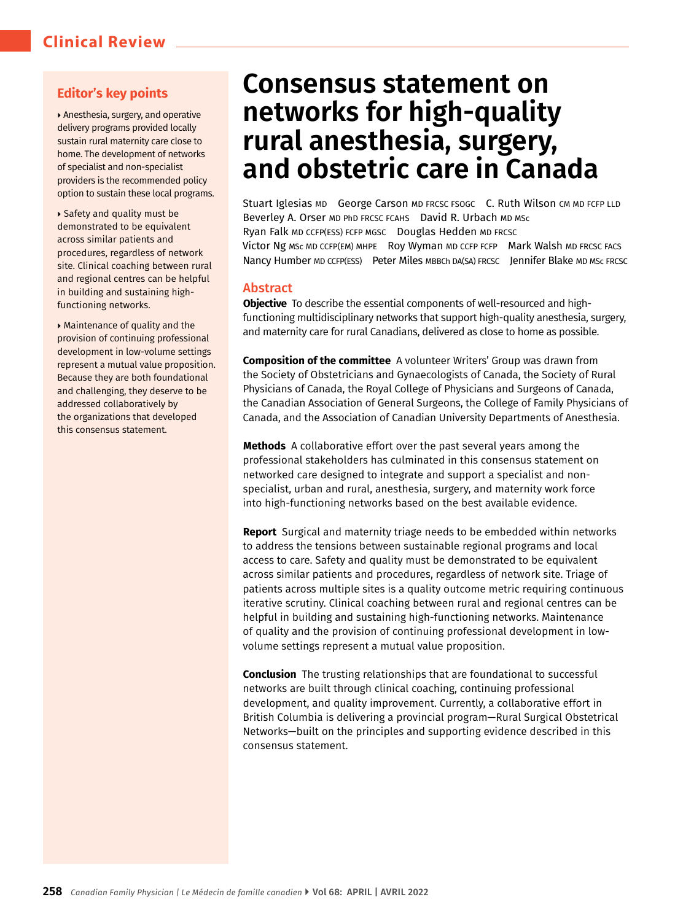Clinical Review

# Consensus statement on networks for high-quality rural anesthesia, surgery, and obstetric care in Canada

Stuart Iglesias MD George Carson MD FRCSC FSOGC C. Ruth Wilson CM MD FCFP LLD Beverley A. Orser MD PhD FRCSC FCAHS David R. Urbach MD MSc Ryan Falk MD CCFP(ESS) FCFP MGSC Douglas Hedden MD FRCSC Victor Ng MSc MD CCFP(EM) MHPE Roy Wyman MD CCFP FCFP Mark Walsh MD FRCSC FACS Nancy Humber MD CCFP(ESS) Peter Miles MBBCh DA(SA) FRCSC Jennifer Blake MD MSc FRCSC

## Editor's key points

- Anesthesia, surgery, and operative delivery programs provided locally sustain rural maternity care close to home. The development of networks of specialist and non-specialist providers is the recommended policy option to sustain these local programs.
- Safety and quality must be demonstrated to be equivalent across similar patients and procedures, regardless of network site. Clinical coaching between rural and regional centres can be helpful in building and sustaining high-functioning networks.
- Maintenance of quality and the provision of continuing professional development in low-volume settings represent a mutual value proposition. Because they are both foundational and challenging, they deserve to be addressed collaboratively by the organizations that developed this consensus statement.

## Abstract

**Objective** To describe the essential components of well-resourced and high-functioning multidisciplinary networks that support high-quality anesthesia, surgery, and maternity care for rural Canadians, delivered as close to home as possible.

**Composition of the committee** A volunteer Writers' Group was drawn from the Society of Obstetricians and Gynaecologists of Canada, the Society of Rural Physicians of Canada, the Royal College of Physicians and Surgeons of Canada, the Canadian Association of General Surgeons, the College of Family Physicians of Canada, and the Association of Canadian University Departments of Anesthesia.

**Methods** A collaborative effort over the past several years among the professional stakeholders has culminated in this consensus statement on networked care designed to integrate and support a specialist and non-specialist, urban and rural, anesthesia, surgery, and maternity work force into high-functioning networks based on the best available evidence.

**Report** Surgical and maternity triage needs to be embedded within networks to address the tensions between sustainable regional programs and local access to care. Safety and quality must be demonstrated to be equivalent across similar patients and procedures, regardless of network site. Triage of patients across multiple sites is a quality outcome metric requiring continuous iterative scrutiny. Clinical coaching between rural and regional centres can be helpful in building and sustaining high-functioning networks. Maintenance of quality and the provision of continuing professional development in low-volume settings represent a mutual value proposition.

**Conclusion** The trusting relationships that are foundational to successful networks are built through clinical coaching, continuing professional development, and quality improvement. Currently, a collaborative effort in British Columbia is delivering a provincial program—Rural Surgical Obstetrical Networks—built on the principles and supporting evidence described in this consensus statement.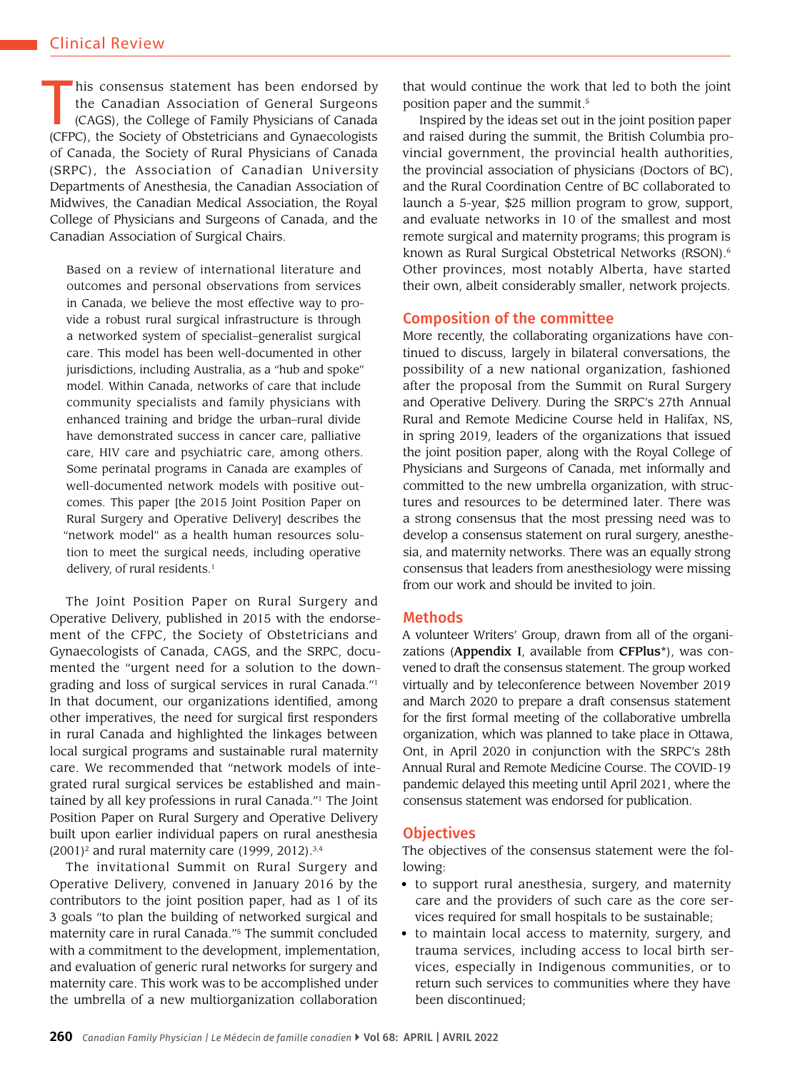This consensus statement has been endorsed by the Canadian Association of General Surgeons (CAGS), the College of Family Physicians of Canada (CFPC), the Society of Obstetricians and Gynaecologists of Canada, the Society of Rural Physicians of Canada (SRPC), the Association of Canadian University Departments of Anesthesia, the Canadian Association of Midwives, the Canadian Medical Association, the Royal College of Physicians and Surgeons of Canada, and the Canadian Association of Surgical Chairs.

> Based on a review of international literature and outcomes and personal observations from services in Canada, we believe the most effective way to provide a robust rural surgical infrastructure is through a networked system of specialist–generalist surgical care. This model has been well-documented in other jurisdictions, including Australia, as a "hub and spoke" model. Within Canada, networks of care that include community specialists and family physicians with enhanced training and bridge the urban–rural divide have demonstrated success in cancer care, palliative care, HIV care and psychiatric care, among others. Some perinatal programs in Canada are examples of well-documented network models with positive outcomes. This paper [the 2015 Joint Position Paper on Rural Surgery and Operative Delivery] describes the "network model" as a health human resources solution to meet the surgical needs, including operative delivery, of rural residents.[1]

The Joint Position Paper on Rural Surgery and Operative Delivery, published in 2015 with the endorsement of the CFPC, the Society of Obstetricians and Gynaecologists of Canada, CAGS, and the SRPC, documented the "urgent need for a solution to the downgrading and loss of surgical services in rural Canada."[1] In that document, our organizations identified, among other imperatives, the need for surgical first responders in rural Canada and highlighted the linkages between local surgical programs and sustainable rural maternity care. We recommended that "network models of integrated rural surgical services be established and maintained by all key professions in rural Canada."[1] The Joint Position Paper on Rural Surgery and Operative Delivery built upon earlier individual papers on rural anesthesia (2001)[2] and rural maternity care (1999, 2012).[3,4]

The invitational Summit on Rural Surgery and Operative Delivery, convened in January 2016 by the contributors to the joint position paper, had as 1 of its 3 goals "to plan the building of networked surgical and maternity care in rural Canada."[5] The summit concluded with a commitment to the development, implementation, and evaluation of generic rural networks for surgery and maternity care. This work was to be accomplished under the umbrella of a new multiorganization collaboration that would continue the work that led to both the joint position paper and the summit.[5]

Inspired by the ideas set out in the joint position paper and raised during the summit, the British Columbia provincial government, the provincial health authorities, the provincial association of physicians (Doctors of BC), and the Rural Coordination Centre of BC collaborated to launch a 5-year, $25 million program to grow, support, and evaluate networks in 10 of the smallest and most remote surgical and maternity programs; this program is known as Rural Surgical Obstetrical Networks (RSON).[6] Other provinces, most notably Alberta, have started their own, albeit considerably smaller, network projects.

## Composition of the committee

More recently, the collaborating organizations have continued to discuss, largely in bilateral conversations, the possibility of a new national organization, fashioned after the proposal from the Summit on Rural Surgery and Operative Delivery. During the SRPC's 27th Annual Rural and Remote Medicine Course held in Halifax, NS, in spring 2019, leaders of the organizations that issued the joint position paper, along with the Royal College of Physicians and Surgeons of Canada, met informally and committed to the new umbrella organization, with structures and resources to be determined later. There was a strong consensus that the most pressing need was to develop a consensus statement on rural surgery, anesthesia, and maternity networks. There was an equally strong consensus that leaders from anesthesiology were missing from our work and should be invited to join.

## Methods

A volunteer Writers' Group, drawn from all of the organizations (**Appendix I**, available from **CFPlus***), was convened to draft the consensus statement. The group worked virtually and by teleconference between November 2019 and March 2020 to prepare a draft consensus statement for the first formal meeting of the collaborative umbrella organization, which was planned to take place in Ottawa, Ont, in April 2020 in conjunction with the SRPC's 28th Annual Rural and Remote Medicine Course. The COVID-19 pandemic delayed this meeting until April 2021, where the consensus statement was endorsed for publication.

## Objectives

The objectives of the consensus statement were the following:

- to support rural anesthesia, surgery, and maternity care and the providers of such care as the core services required for small hospitals to be sustainable;
- to maintain local access to maternity, surgery, and trauma services, including access to local birth services, especially in Indigenous communities, or to return such services to communities where they have been discontinued;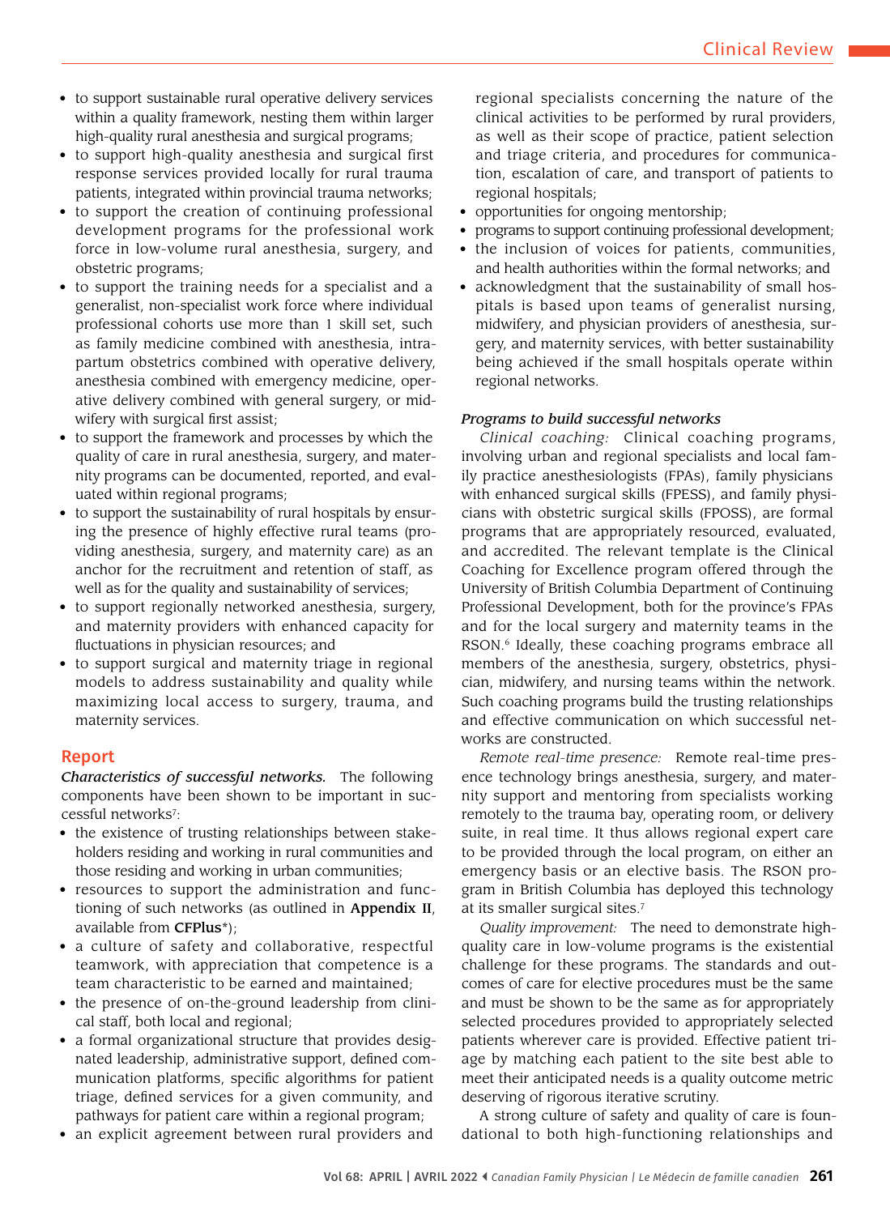- to support sustainable rural operative delivery services within a quality framework, nesting them within larger high-quality rural anesthesia and surgical programs;
- to support high-quality anesthesia and surgical first response services provided locally for rural trauma patients, integrated within provincial trauma networks;
- to support the creation of continuing professional development programs for the professional work force in low-volume rural anesthesia, surgery, and obstetric programs;
- to support the training needs for a specialist and a generalist, non-specialist work force where individual professional cohorts use more than 1 skill set, such as family medicine combined with anesthesia, intrapartum obstetrics combined with operative delivery, anesthesia combined with emergency medicine, operative delivery combined with general surgery, or midwifery with surgical first assist;
- to support the framework and processes by which the quality of care in rural anesthesia, surgery, and maternity programs can be documented, reported, and evaluated within regional programs;
- to support the sustainability of rural hospitals by ensuring the presence of highly effective rural teams (providing anesthesia, surgery, and maternity care) as an anchor for the recruitment and retention of staff, as well as for the quality and sustainability of services;
- to support regionally networked anesthesia, surgery, and maternity providers with enhanced capacity for fluctuations in physician resources; and
- to support surgical and maternity triage in regional models to address sustainability and quality while maximizing local access to surgery, trauma, and maternity services.

## Report

***Characteristics of successful networks.*** The following components have been shown to be important in successful networks[7]:

- the existence of trusting relationships between stakeholders residing and working in rural communities and those residing and working in urban communities;
- resources to support the administration and functioning of such networks (as outlined in **Appendix II**, available from **CFPlus***);
- a culture of safety and collaborative, respectful teamwork, with appreciation that competence is a team characteristic to be earned and maintained;
- the presence of on-the-ground leadership from clinical staff, both local and regional;
- a formal organizational structure that provides designated leadership, administrative support, defined communication platforms, specific algorithms for patient triage, defined services for a given community, and pathways for patient care within a regional program;
- an explicit agreement between rural providers and regional specialists concerning the nature of the clinical activities to be performed by rural providers, as well as their scope of practice, patient selection and triage criteria, and procedures for communication, escalation of care, and transport of patients to regional hospitals;
- opportunities for ongoing mentorship;
- programs to support continuing professional development;
- the inclusion of voices for patients, communities, and health authorities within the formal networks; and
- acknowledgment that the sustainability of small hospitals is based upon teams of generalist nursing, midwifery, and physician providers of anesthesia, surgery, and maternity services, with better sustainability being achieved if the small hospitals operate within regional networks.

***Programs to build successful networks***

*Clinical coaching:* Clinical coaching programs, involving urban and regional specialists and local family practice anesthesiologists (FPAs), family physicians with enhanced surgical skills (FPESS), and family physicians with obstetric surgical skills (FPOSS), are formal programs that are appropriately resourced, evaluated, and accredited. The relevant template is the Clinical Coaching for Excellence program offered through the University of British Columbia Department of Continuing Professional Development, both for the province's FPAs and for the local surgery and maternity teams in the RSON.[6] Ideally, these coaching programs embrace all members of the anesthesia, surgery, obstetrics, physician, midwifery, and nursing teams within the network. Such coaching programs build the trusting relationships and effective communication on which successful networks are constructed.

*Remote real-time presence:* Remote real-time presence technology brings anesthesia, surgery, and maternity support and mentoring from specialists working remotely to the trauma bay, operating room, or delivery suite, in real time. It thus allows regional expert care to be provided through the local program, on either an emergency basis or an elective basis. The RSON program in British Columbia has deployed this technology at its smaller surgical sites.[7]

*Quality improvement:* The need to demonstrate high-quality care in low-volume programs is the existential challenge for these programs. The standards and outcomes of care for elective procedures must be the same and must be shown to be the same as for appropriately selected procedures provided to appropriately selected patients wherever care is provided. Effective patient triage by matching each patient to the site best able to meet their anticipated needs is a quality outcome metric deserving of rigorous iterative scrutiny.

A strong culture of safety and quality of care is foundational to both high-functioning relationships and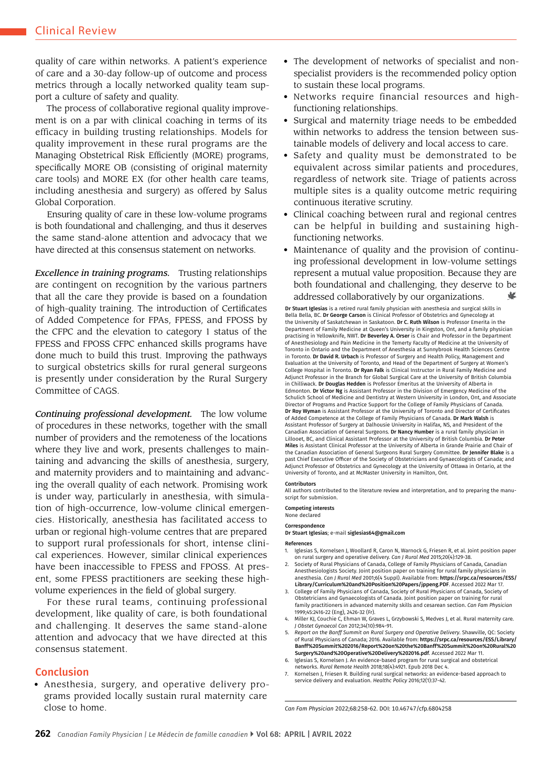quality of care within networks. A patient's experience of care and a 30-day follow-up of outcome and process metrics through a locally networked quality team support a culture of safety and quality.

The process of collaborative regional quality improvement is on a par with clinical coaching in terms of its efficacy in building trusting relationships. Models for quality improvement in these rural programs are the Managing Obstetrical Risk Efficiently (MORE) programs, specifically MORE OB (consisting of original maternity care tools) and MORE EX (for other health care teams, including anesthesia and surgery) as offered by Salus Global Corporation.

Ensuring quality of care in these low-volume programs is both foundational and challenging, and thus it deserves the same stand-alone attention and advocacy that we have directed at this consensus statement on networks.

***Excellence in training programs.*** Trusting relationships are contingent on recognition by the various partners that all the care they provide is based on a foundation of high-quality training. The introduction of Certificates of Added Competence for FPAs, FPESS, and FPOSS by the CFPC and the elevation to category 1 status of the FPESS and FPOSS CFPC enhanced skills programs have done much to build this trust. Improving the pathways to surgical obstetrics skills for rural general surgeons is presently under consideration by the Rural Surgery Committee of CAGS.

***Continuing professional development.*** The low volume of procedures in these networks, together with the small number of providers and the remoteness of the locations where they live and work, presents challenges to maintaining and advancing the skills of anesthesia, surgery, and maternity providers and to maintaining and advancing the overall quality of each network. Promising work is under way, particularly in anesthesia, with simulation of high-occurrence, low-volume clinical emergencies. Historically, anesthesia has facilitated access to urban or regional high-volume centres that are prepared to support rural professionals for short, intense clinical experiences. However, similar clinical experiences have been inaccessible to FPESS and FPOSS. At present, some FPESS practitioners are seeking these high-volume experiences in the field of global surgery.

For these rural teams, continuing professional development, like quality of care, is both foundational and challenging. It deserves the same stand-alone attention and advocacy that we have directed at this consensus statement.

## Conclusion

- Anesthesia, surgery, and operative delivery programs provided locally sustain rural maternity care close to home.
- The development of networks of specialist and non-specialist providers is the recommended policy option to sustain these local programs.
- Networks require financial resources and high-functioning relationships.
- Surgical and maternity triage needs to be embedded within networks to address the tension between sustainable models of delivery and local access to care.
- Safety and quality must be demonstrated to be equivalent across similar patients and procedures, regardless of network site. Triage of patients across multiple sites is a quality outcome metric requiring continuous iterative scrutiny.
- Clinical coaching between rural and regional centres can be helpful in building and sustaining high-functioning networks.
- Maintenance of quality and the provision of continuing professional development in low-volume settings represent a mutual value proposition. Because they are both foundational and challenging, they deserve to be addressed collaboratively by our organizations.

**Dr Stuart Iglesias** is a retired rural family physician with anesthesia and surgical skills in Bella Bella, BC. **Dr George Carson** is Clinical Professor of Obstetrics and Gynecology at the University of Saskatchewan in Saskatoon. **Dr C. Ruth Wilson** is Professor Emerita in the Department of Family Medicine at Queen's University in Kingston, Ont, and a family physician practising in Yellowknife, NWT. **Dr Beverley A. Orser** is Chair and Professor in the Department of Anesthesiology and Pain Medicine in the Temerty Faculty of Medicine at the University of Toronto in Ontario and the Department of Anesthesia at Sunnybrook Health Sciences Centre in Toronto. **Dr David R. Urbach** is Professor of Surgery and Health Policy, Management and Evaluation at the University of Toronto, and Head of the Department of Surgery at Women's College Hospital in Toronto. **Dr Ryan Falk** is Clinical Instructor in Rural Family Medicine and Adjunct Professor in the Branch for Global Surgical Care at the University of British Columbia in Chilliwack. **Dr Douglas Hedden** is Professor Emeritus at the University of Alberta in Edmonton. **Dr Victor Ng** is Assistant Professor in the Division of Emergency Medicine of the Schulich School of Medicine and Dentistry at Western University in London, Ont, and Associate Director of Programs and Practice Support for the College of Family Physicians of Canada. **Dr Roy Wyman** is Assistant Professor at the University of Toronto and Director of Certificates of Added Competence at the College of Family Physicians of Canada. **Dr Mark Walsh** is Assistant Professor of Surgery at Dalhousie University in Halifax, NS, and President of the Canadian Association of General Surgeons. **Dr Nancy Humber** is a rural family physician in Lillooet, BC, and Clinical Assistant Professor at the University of British Columbia. **Dr Peter Miles** is Assistant Clinical Professor at the University of Alberta in Grande Prairie and Chair of the Canadian Association of General Surgeons Rural Surgery Committee. **Dr Jennifer Blake** is a past Chief Executive Officer of the Society of Obstetricians and Gynaecologists of Canada; and Adjunct Professor of Obstetrics and Gynecology at the University of Ottawa in Ontario, at the University of Toronto, and at McMaster University in Hamilton, Ont.

#### Contributors

All authors contributed to the literature review and interpretation, and to preparing the manuscript for submission.

#### Competing interests

None declared

#### Correspondence

**Dr Stuart Iglesias**; e-mail **siglesias64@gmail.com**

#### References

1. Iglesias S, Kornelsen J, Woollard R, Caron N, Warnock G, Friesen R, et al. Joint position paper on rural surgery and operative delivery. *Can J Rural Med* 2015;20(4):129-38.
2. Society of Rural Physicians of Canada, College of Family Physicians of Canada, Canadian Anesthesiologists Society. Joint position paper on training for rural family physicians in anesthesia. *Can J Rural Med* 2001;6(4 Suppl). Available from: **https://srpc.ca/resources/ESS/Library/Curriculum%20and%20Position%20Papers/jppeng.PDF**. Accessed 2022 Mar 17.
3. College of Family Physicians of Canada, Society of Rural Physicians of Canada, Society of Obstetricians and Gynaecologists of Canada. Joint position paper on training for rural family practitioners in advanced maternity skills and cesarean section. *Can Fam Physician* 1999;45:2416-22 (Eng), 2426-32 (Fr).
4. Miller KJ, Couchie C, Ehman W, Graves L, Grzybowski S, Medves J, et al. Rural maternity care. *J Obstet Gynaecol Can* 2012;34(10):984-91.
5. *Report on the Banff Summit on Rural Surgery and Operative Delivery*. Shawville, QC: Society of Rural Physicians of Canada; 2016. Available from: **https://srpc.ca/resources/ESS/Library/Banff%20Summit%202016/Report%20on%20the%20Banff%20Summit%20on%20Rural%20Surgery%20and%20Operative%20Delivery%202016.pdf**. Accessed 2022 Mar 11.
6. Iglesias S, Kornelsen J. An evidence-based program for rural surgical and obstetrical networks. *Rural Remote Health* 2018;18(4):4921. Epub 2018 Dec 4.
7. Kornelsen J, Friesen R. Building rural surgical networks: an evidence-based approach to service delivery and evaluation. *Healthc Policy* 2016;12(1):37-42.

*Can Fam Physician* 2022;68:258-62. DOI: 10.46747/cfp.6804258